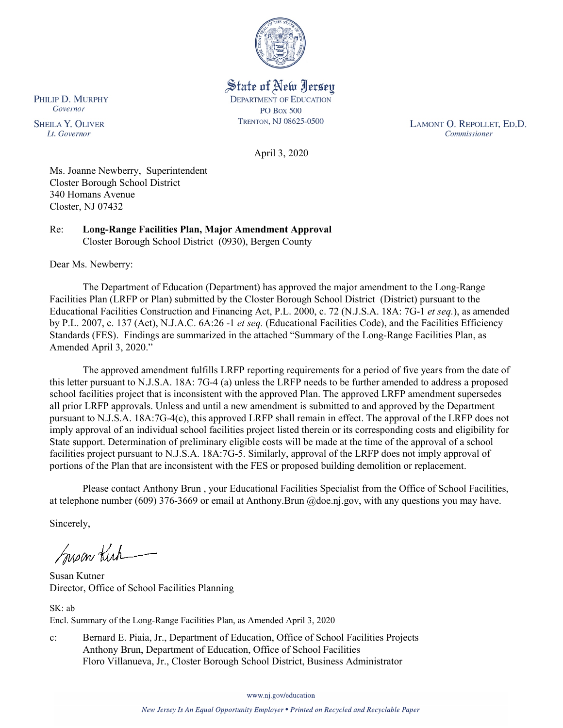State of New Jersey
DEPARTMENT OF EDUCATION
PO BOX 500
TRENTON, NJ 08625-0500

PHILIP D. MURPHY
*Governor*

SHEILA Y. OLIVER
*Lt. Governor*

LAMONT O. REPOLLET, ED.D.
*Commissioner*

April 3, 2020

Ms. Joanne Newberry, Superintendent
Closter Borough School District
340 Homans Avenue
Closter, NJ 07432

Re: **Long-Range Facilities Plan, Major Amendment Approval**
Closter Borough School District (0930), Bergen County

Dear Ms. Newberry:

The Department of Education (Department) has approved the major amendment to the Long-Range Facilities Plan (LRFP or Plan) submitted by the Closter Borough School District (District) pursuant to the Educational Facilities Construction and Financing Act, P.L. 2000, c. 72 (N.J.S.A. 18A: 7G-1 *et seq.*), as amended by P.L. 2007, c. 137 (Act), N.J.A.C. 6A:26 -1 *et seq.* (Educational Facilities Code), and the Facilities Efficiency Standards (FES). Findings are summarized in the attached "Summary of the Long-Range Facilities Plan, as Amended April 3, 2020."

The approved amendment fulfills LRFP reporting requirements for a period of five years from the date of this letter pursuant to N.J.S.A. 18A: 7G-4 (a) unless the LRFP needs to be further amended to address a proposed school facilities project that is inconsistent with the approved Plan. The approved LRFP amendment supersedes all prior LRFP approvals. Unless and until a new amendment is submitted to and approved by the Department pursuant to N.J.S.A. 18A:7G-4(c), this approved LRFP shall remain in effect. The approval of the LRFP does not imply approval of an individual school facilities project listed therein or its corresponding costs and eligibility for State support. Determination of preliminary eligible costs will be made at the time of the approval of a school facilities project pursuant to N.J.S.A. 18A:7G-5. Similarly, approval of the LRFP does not imply approval of portions of the Plan that are inconsistent with the FES or proposed building demolition or replacement.

Please contact Anthony Brun , your Educational Facilities Specialist from the Office of School Facilities, at telephone number (609) 376-3669 or email at Anthony.Brun @doe.nj.gov, with any questions you may have.

Sincerely,

Susan Kutner
Director, Office of School Facilities Planning

SK: ab
Encl. Summary of the Long-Range Facilities Plan, as Amended April 3, 2020

c: Bernard E. Piaia, Jr., Department of Education, Office of School Facilities Projects
Anthony Brun, Department of Education, Office of School Facilities
Floro Villanueva, Jr., Closter Borough School District, Business Administrator

www.nj.gov/education

*New Jersey Is An Equal Opportunity Employer • Printed on Recycled and Recyclable Paper*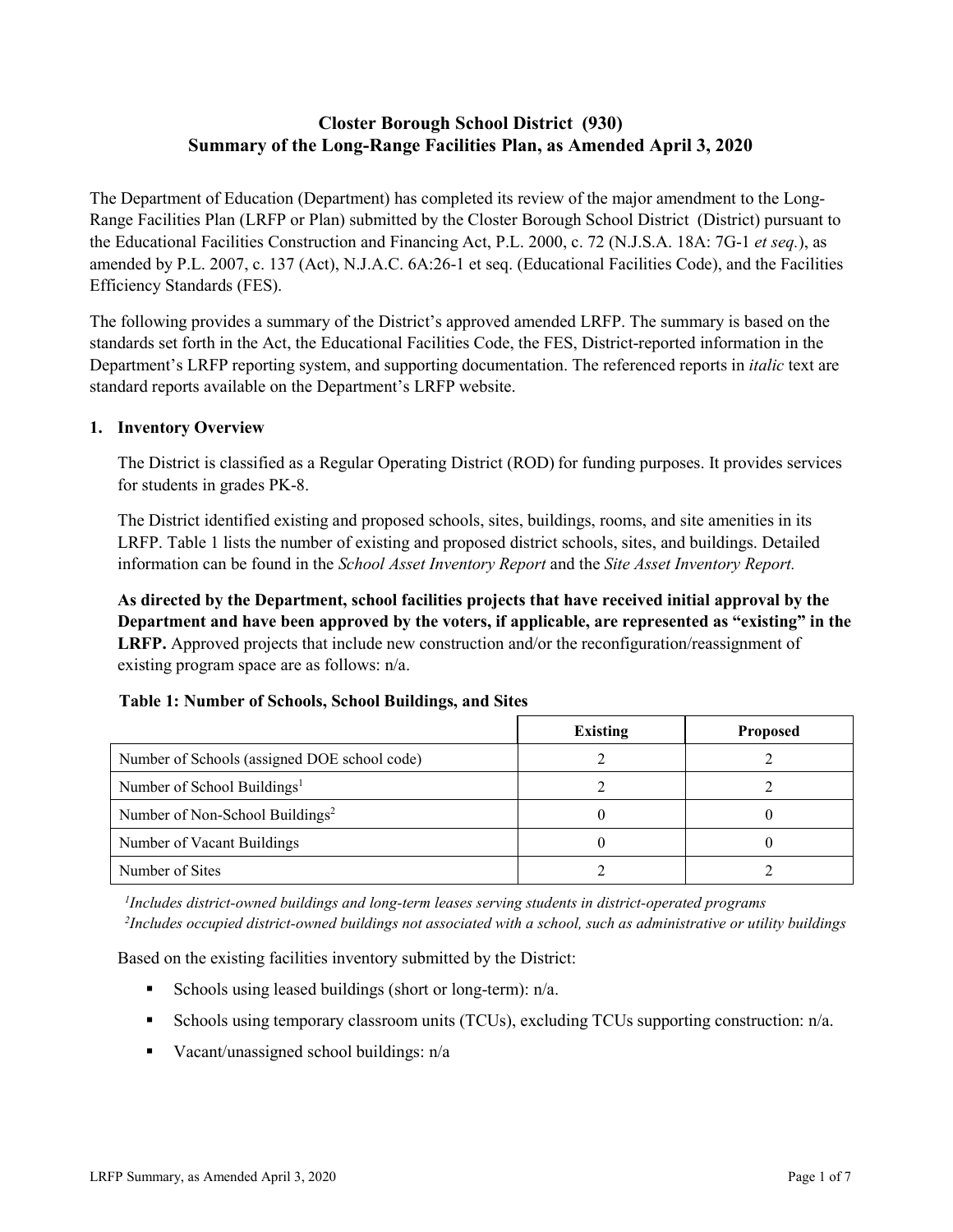# Closster Borough School District (930)
## Summary of the Long-Range Facilities Plan, as Amended April 3, 2020

The Department of Education (Department) has completed its review of the major amendment to the Long-Range Facilities Plan (LRFP or Plan) submitted by the Closter Borough School District (District) pursuant to the Educational Facilities Construction and Financing Act, P.L. 2000, c. 72 (N.J.S.A. 18A: 7G-1 *et seq.*), as amended by P.L. 2007, c. 137 (Act), N.J.A.C. 6A:26-1 et seq. (Educational Facilities Code), and the Facilities Efficiency Standards (FES).

The following provides a summary of the District's approved amended LRFP. The summary is based on the standards set forth in the Act, the Educational Facilities Code, the FES, District-reported information in the Department's LRFP reporting system, and supporting documentation. The referenced reports in *italic* text are standard reports available on the Department's LRFP website.

### 1. Inventory Overview

The District is classified as a Regular Operating District (ROD) for funding purposes. It provides services for students in grades PK-8.

The District identified existing and proposed schools, sites, buildings, rooms, and site amenities in its LRFP. Table 1 lists the number of existing and proposed district schools, sites, and buildings. Detailed information can be found in the *School Asset Inventory Report* and the *Site Asset Inventory Report.*

**As directed by the Department, school facilities projects that have received initial approval by the Department and have been approved by the voters, if applicable, are represented as "existing" in the LRFP.** Approved projects that include new construction and/or the reconfiguration/reassignment of existing program space are as follows: n/a.

**Table 1: Number of Schools, School Buildings, and Sites**

| | Existing | Proposed |
|---|---|---|
| Number of Schools (assigned DOE school code) | 2 | 2 |
| Number of School Buildings[1] | 2 | 2 |
| Number of Non-School Buildings[2] | 0 | 0 |
| Number of Vacant Buildings | 0 | 0 |
| Number of Sites | 2 | 2 |

*[1]Includes district-owned buildings and long-term leases serving students in district-operated programs*
*[2]Includes occupied district-owned buildings not associated with a school, such as administrative or utility buildings*

Based on the existing facilities inventory submitted by the District:

- Schools using leased buildings (short or long-term): n/a.
- Schools using temporary classroom units (TCUs), excluding TCUs supporting construction: n/a.
- Vacant/unassigned school buildings: n/a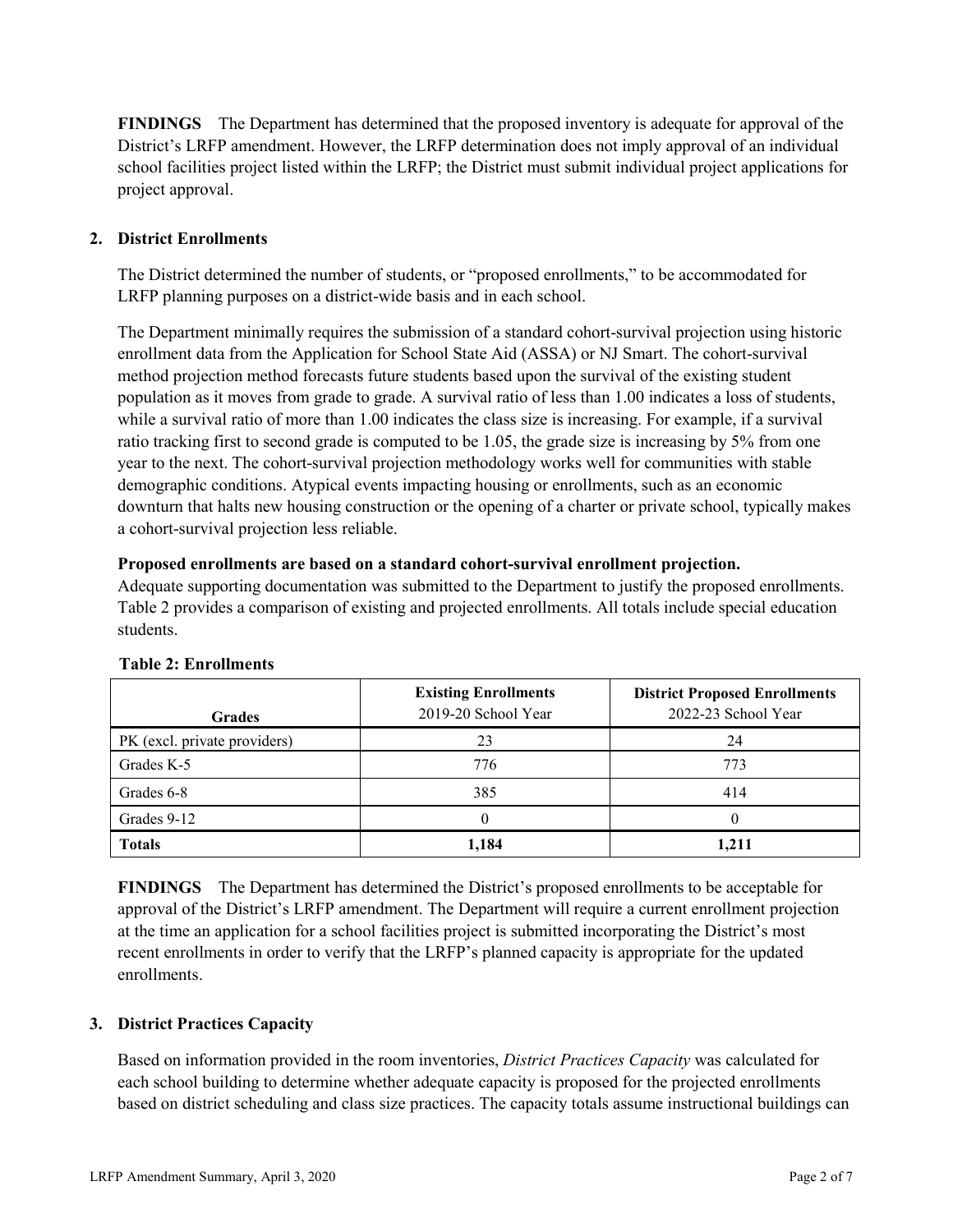**FINDINGS** The Department has determined that the proposed inventory is adequate for approval of the District's LRFP amendment. However, the LRFP determination does not imply approval of an individual school facilities project listed within the LRFP; the District must submit individual project applications for project approval.

## 2. District Enrollments

The District determined the number of students, or "proposed enrollments," to be accommodated for LRFP planning purposes on a district-wide basis and in each school.

The Department minimally requires the submission of a standard cohort-survival projection using historic enrollment data from the Application for School State Aid (ASSA) or NJ Smart. The cohort-survival method projection method forecasts future students based upon the survival of the existing student population as it moves from grade to grade. A survival ratio of less than 1.00 indicates a loss of students, while a survival ratio of more than 1.00 indicates the class size is increasing. For example, if a survival ratio tracking first to second grade is computed to be 1.05, the grade size is increasing by 5% from one year to the next. The cohort-survival projection methodology works well for communities with stable demographic conditions. Atypical events impacting housing or enrollments, such as an economic downturn that halts new housing construction or the opening of a charter or private school, typically makes a cohort-survival projection less reliable.

**Proposed enrollments are based on a standard cohort-survival enrollment projection.**
Adequate supporting documentation was submitted to the Department to justify the proposed enrollments. Table 2 provides a comparison of existing and projected enrollments. All totals include special education students.

**Table 2: Enrollments**

| Grades | Existing Enrollments 2019-20 School Year | District Proposed Enrollments 2022-23 School Year |
|---|---|---|
| PK (excl. private providers) | 23 | 24 |
| Grades K-5 | 776 | 773 |
| Grades 6-8 | 385 | 414 |
| Grades 9-12 | 0 | 0 |
| **Totals** | **1,184** | **1,211** |

**FINDINGS** The Department has determined the District's proposed enrollments to be acceptable for approval of the District's LRFP amendment. The Department will require a current enrollment projection at the time an application for a school facilities project is submitted incorporating the District's most recent enrollments in order to verify that the LRFP's planned capacity is appropriate for the updated enrollments.

## 3. District Practices Capacity

Based on information provided in the room inventories, *District Practices Capacity* was calculated for each school building to determine whether adequate capacity is proposed for the projected enrollments based on district scheduling and class size practices. The capacity totals assume instructional buildings can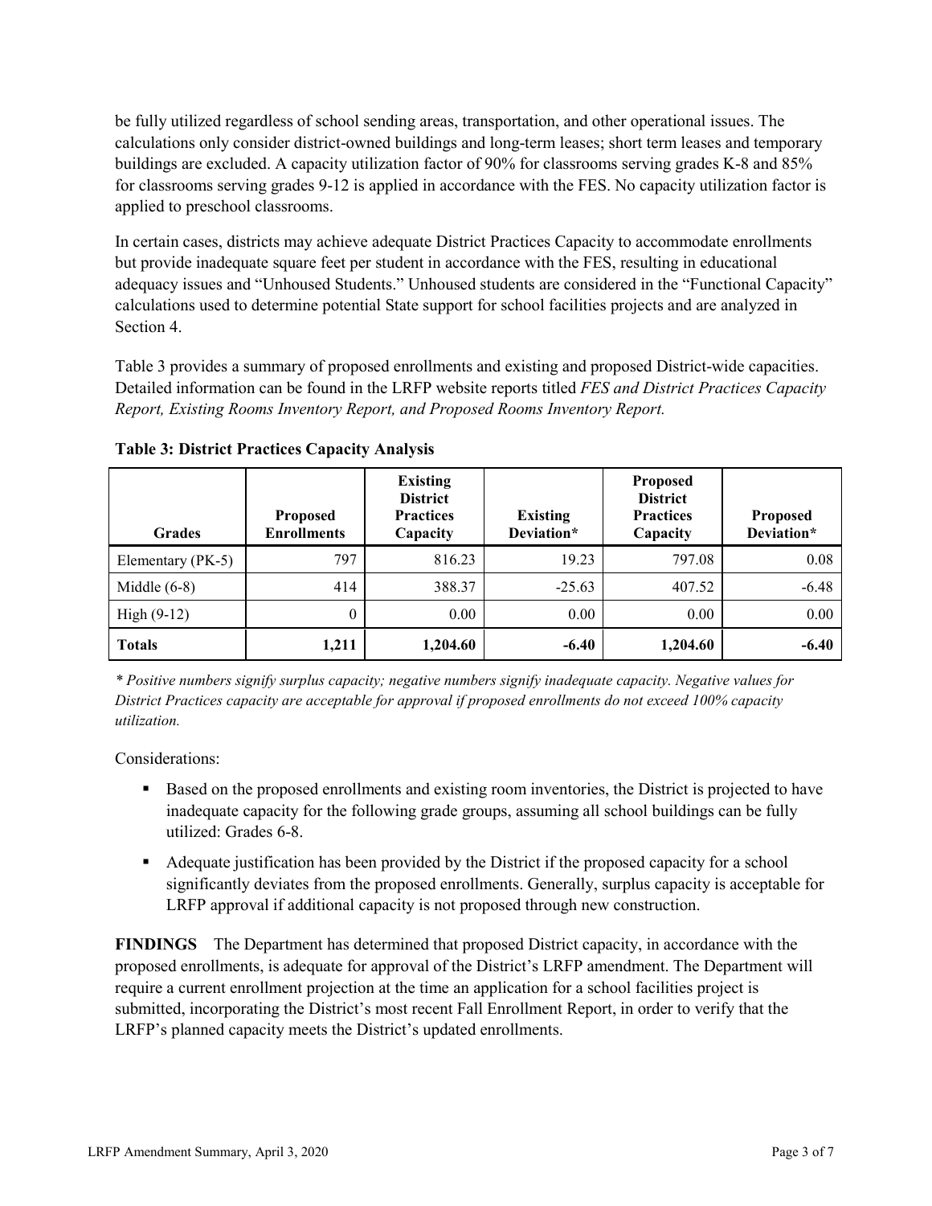be fully utilized regardless of school sending areas, transportation, and other operational issues. The calculations only consider district-owned buildings and long-term leases; short term leases and temporary buildings are excluded. A capacity utilization factor of 90% for classrooms serving grades K-8 and 85% for classrooms serving grades 9-12 is applied in accordance with the FES. No capacity utilization factor is applied to preschool classrooms.

In certain cases, districts may achieve adequate District Practices Capacity to accommodate enrollments but provide inadequate square feet per student in accordance with the FES, resulting in educational adequacy issues and "Unhoused Students." Unhoused students are considered in the "Functional Capacity" calculations used to determine potential State support for school facilities projects and are analyzed in Section 4.

Table 3 provides a summary of proposed enrollments and existing and proposed District-wide capacities. Detailed information can be found in the LRFP website reports titled *FES and District Practices Capacity Report, Existing Rooms Inventory Report, and Proposed Rooms Inventory Report.*

**Table 3: District Practices Capacity Analysis**

| Grades | Proposed Enrollments | Existing District Practices Capacity | Existing Deviation* | Proposed District Practices Capacity | Proposed Deviation* |
|---|---|---|---|---|---|
| Elementary (PK-5) | 797 | 816.23 | 19.23 | 797.08 | 0.08 |
| Middle (6-8) | 414 | 388.37 | -25.63 | 407.52 | -6.48 |
| High (9-12) | 0 | 0.00 | 0.00 | 0.00 | 0.00 |
| **Totals** | **1,211** | **1,204.60** | **-6.40** | **1,204.60** | **-6.40** |

*\* Positive numbers signify surplus capacity; negative numbers signify inadequate capacity. Negative values for District Practices capacity are acceptable for approval if proposed enrollments do not exceed 100% capacity utilization.*

Considerations:

- Based on the proposed enrollments and existing room inventories, the District is projected to have inadequate capacity for the following grade groups, assuming all school buildings can be fully utilized: Grades 6-8.
- Adequate justification has been provided by the District if the proposed capacity for a school significantly deviates from the proposed enrollments. Generally, surplus capacity is acceptable for LRFP approval if additional capacity is not proposed through new construction.

**FINDINGS** The Department has determined that proposed District capacity, in accordance with the proposed enrollments, is adequate for approval of the District's LRFP amendment. The Department will require a current enrollment projection at the time an application for a school facilities project is submitted, incorporating the District's most recent Fall Enrollment Report, in order to verify that the LRFP's planned capacity meets the District's updated enrollments.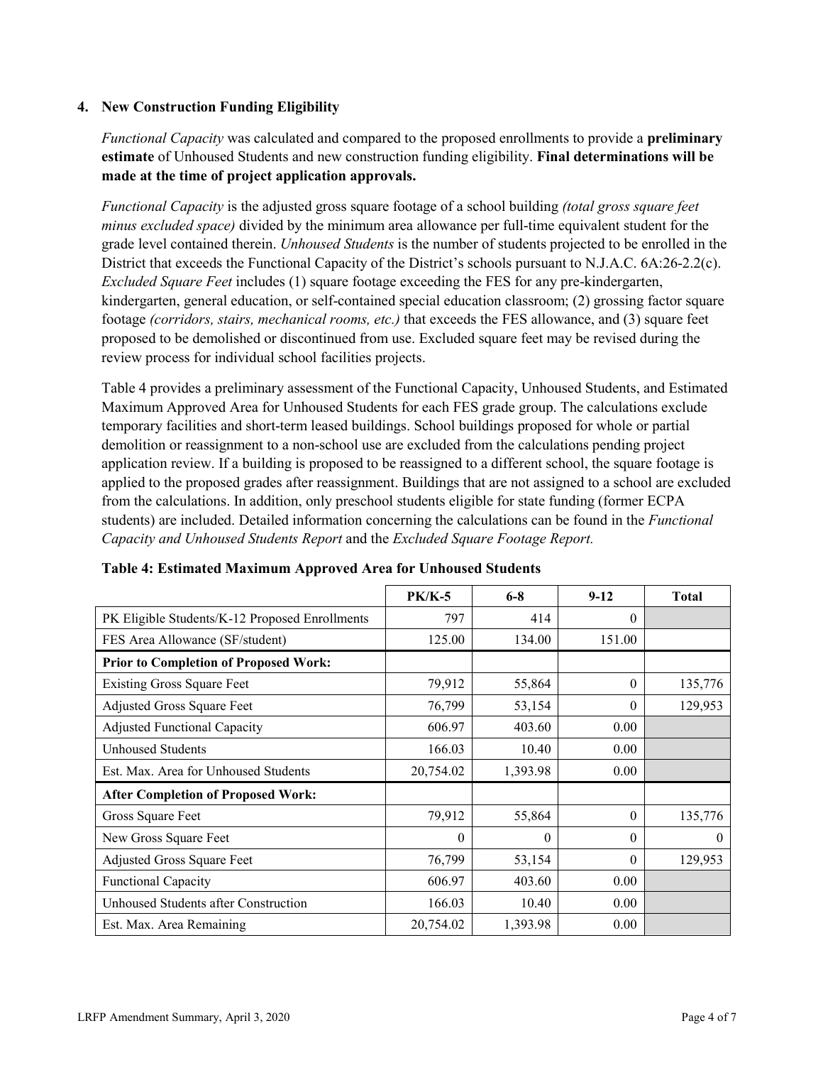## 4. New Construction Funding Eligibility

*Functional Capacity* was calculated and compared to the proposed enrollments to provide a **preliminary estimate** of Unhoused Students and new construction funding eligibility. **Final determinations will be made at the time of project application approvals.**

*Functional Capacity* is the adjusted gross square footage of a school building *(total gross square feet minus excluded space)* divided by the minimum area allowance per full-time equivalent student for the grade level contained therein. *Unhoused Students* is the number of students projected to be enrolled in the District that exceeds the Functional Capacity of the District's schools pursuant to N.J.A.C. 6A:26-2.2(c). *Excluded Square Feet* includes (1) square footage exceeding the FES for any pre-kindergarten, kindergarten, general education, or self-contained special education classroom; (2) grossing factor square footage *(corridors, stairs, mechanical rooms, etc.)* that exceeds the FES allowance, and (3) square feet proposed to be demolished or discontinued from use. Excluded square feet may be revised during the review process for individual school facilities projects.

Table 4 provides a preliminary assessment of the Functional Capacity, Unhoused Students, and Estimated Maximum Approved Area for Unhoused Students for each FES grade group. The calculations exclude temporary facilities and short-term leased buildings. School buildings proposed for whole or partial demolition or reassignment to a non-school use are excluded from the calculations pending project application review. If a building is proposed to be reassigned to a different school, the square footage is applied to the proposed grades after reassignment. Buildings that are not assigned to a school are excluded from the calculations. In addition, only preschool students eligible for state funding (former ECPA students) are included. Detailed information concerning the calculations can be found in the *Functional Capacity and Unhoused Students Report* and the *Excluded Square Footage Report.*

**Table 4: Estimated Maximum Approved Area for Unhoused Students**

| | PK/K-5 | 6-8 | 9-12 | Total |
|---|---|---|---|---|
| PK Eligible Students/K-12 Proposed Enrollments | 797 | 414 | 0 | |
| FES Area Allowance (SF/student) | 125.00 | 134.00 | 151.00 | |
| **Prior to Completion of Proposed Work:** | | | | |
| Existing Gross Square Feet | 79,912 | 55,864 | 0 | 135,776 |
| Adjusted Gross Square Feet | 76,799 | 53,154 | 0 | 129,953 |
| Adjusted Functional Capacity | 606.97 | 403.60 | 0.00 | |
| Unhoused Students | 166.03 | 10.40 | 0.00 | |
| Est. Max. Area for Unhoused Students | 20,754.02 | 1,393.98 | 0.00 | |
| **After Completion of Proposed Work:** | | | | |
| Gross Square Feet | 79,912 | 55,864 | 0 | 135,776 |
| New Gross Square Feet | 0 | 0 | 0 | 0 |
| Adjusted Gross Square Feet | 76,799 | 53,154 | 0 | 129,953 |
| Functional Capacity | 606.97 | 403.60 | 0.00 | |
| Unhoused Students after Construction | 166.03 | 10.40 | 0.00 | |
| Est. Max. Area Remaining | 20,754.02 | 1,393.98 | 0.00 | |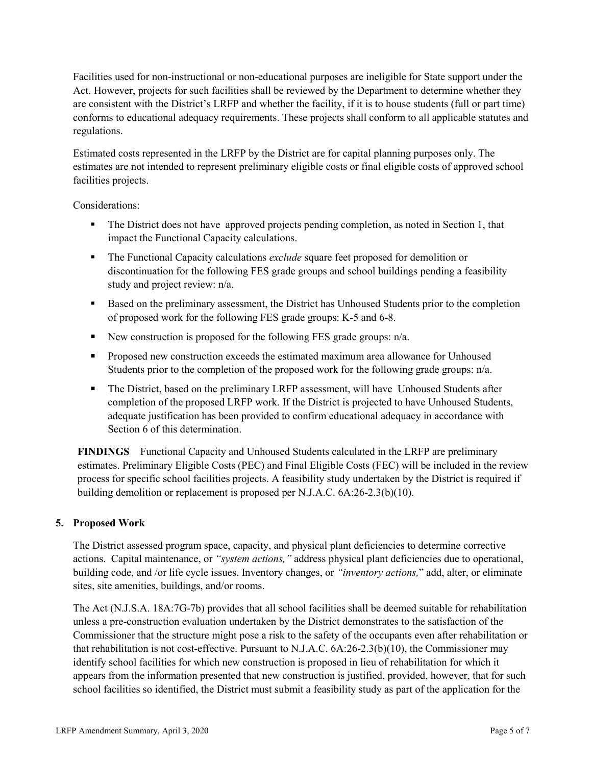Facilities used for non-instructional or non-educational purposes are ineligible for State support under the Act. However, projects for such facilities shall be reviewed by the Department to determine whether they are consistent with the District's LRFP and whether the facility, if it is to house students (full or part time) conforms to educational adequacy requirements. These projects shall conform to all applicable statutes and regulations.

Estimated costs represented in the LRFP by the District are for capital planning purposes only. The estimates are not intended to represent preliminary eligible costs or final eligible costs of approved school facilities projects.

Considerations:

- The District does not have approved projects pending completion, as noted in Section 1, that impact the Functional Capacity calculations.
- The Functional Capacity calculations *exclude* square feet proposed for demolition or discontinuation for the following FES grade groups and school buildings pending a feasibility study and project review: n/a.
- Based on the preliminary assessment, the District has Unhoused Students prior to the completion of proposed work for the following FES grade groups: K-5 and 6-8.
- New construction is proposed for the following FES grade groups: n/a.
- Proposed new construction exceeds the estimated maximum area allowance for Unhoused Students prior to the completion of the proposed work for the following grade groups: n/a.
- The District, based on the preliminary LRFP assessment, will have Unhoused Students after completion of the proposed LRFP work. If the District is projected to have Unhoused Students, adequate justification has been provided to confirm educational adequacy in accordance with Section 6 of this determination.

**FINDINGS** Functional Capacity and Unhoused Students calculated in the LRFP are preliminary estimates. Preliminary Eligible Costs (PEC) and Final Eligible Costs (FEC) will be included in the review process for specific school facilities projects. A feasibility study undertaken by the District is required if building demolition or replacement is proposed per N.J.A.C. 6A:26-2.3(b)(10).

## 5. Proposed Work

The District assessed program space, capacity, and physical plant deficiencies to determine corrective actions. Capital maintenance, or *"system actions,"* address physical plant deficiencies due to operational, building code, and /or life cycle issues. Inventory changes, or *"inventory actions,"* add, alter, or eliminate sites, site amenities, buildings, and/or rooms.

The Act (N.J.S.A. 18A:7G-7b) provides that all school facilities shall be deemed suitable for rehabilitation unless a pre-construction evaluation undertaken by the District demonstrates to the satisfaction of the Commissioner that the structure might pose a risk to the safety of the occupants even after rehabilitation or that rehabilitation is not cost-effective. Pursuant to N.J.A.C. 6A:26-2.3(b)(10), the Commissioner may identify school facilities for which new construction is proposed in lieu of rehabilitation for which it appears from the information presented that new construction is justified, provided, however, that for such school facilities so identified, the District must submit a feasibility study as part of the application for the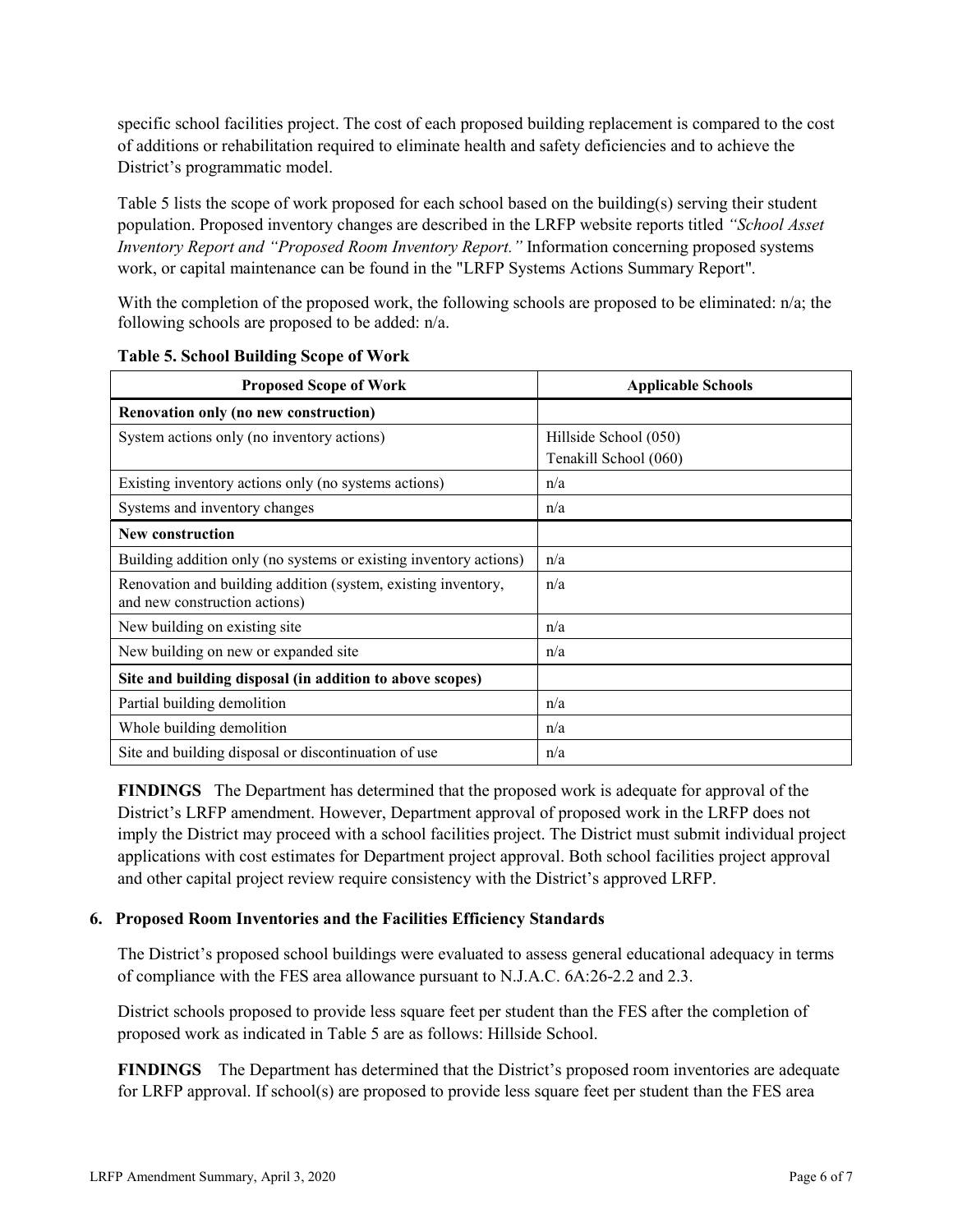specific school facilities project. The cost of each proposed building replacement is compared to the cost of additions or rehabilitation required to eliminate health and safety deficiencies and to achieve the District's programmatic model.

Table 5 lists the scope of work proposed for each school based on the building(s) serving their student population. Proposed inventory changes are described in the LRFP website reports titled *"School Asset Inventory Report and "Proposed Room Inventory Report."* Information concerning proposed systems work, or capital maintenance can be found in the "LRFP Systems Actions Summary Report".

With the completion of the proposed work, the following schools are proposed to be eliminated: n/a; the following schools are proposed to be added: n/a.

**Table 5. School Building Scope of Work**

| Proposed Scope of Work | Applicable Schools |
|---|---|
| **Renovation only (no new construction)** | |
| System actions only (no inventory actions) | Hillside School (050)<br>Tenakill School (060) |
| Existing inventory actions only (no systems actions) | n/a |
| Systems and inventory changes | n/a |
| **New construction** | |
| Building addition only (no systems or existing inventory actions) | n/a |
| Renovation and building addition (system, existing inventory, and new construction actions) | n/a |
| New building on existing site | n/a |
| New building on new or expanded site | n/a |
| **Site and building disposal (in addition to above scopes)** | |
| Partial building demolition | n/a |
| Whole building demolition | n/a |
| Site and building disposal or discontinuation of use | n/a |

**FINDINGS** The Department has determined that the proposed work is adequate for approval of the District's LRFP amendment. However, Department approval of proposed work in the LRFP does not imply the District may proceed with a school facilities project. The District must submit individual project applications with cost estimates for Department project approval. Both school facilities project approval and other capital project review require consistency with the District's approved LRFP.

### 6. Proposed Room Inventories and the Facilities Efficiency Standards

The District's proposed school buildings were evaluated to assess general educational adequacy in terms of compliance with the FES area allowance pursuant to N.J.A.C. 6A:26-2.2 and 2.3.

District schools proposed to provide less square feet per student than the FES after the completion of proposed work as indicated in Table 5 are as follows: Hillside School.

**FINDINGS** The Department has determined that the District's proposed room inventories are adequate for LRFP approval. If school(s) are proposed to provide less square feet per student than the FES area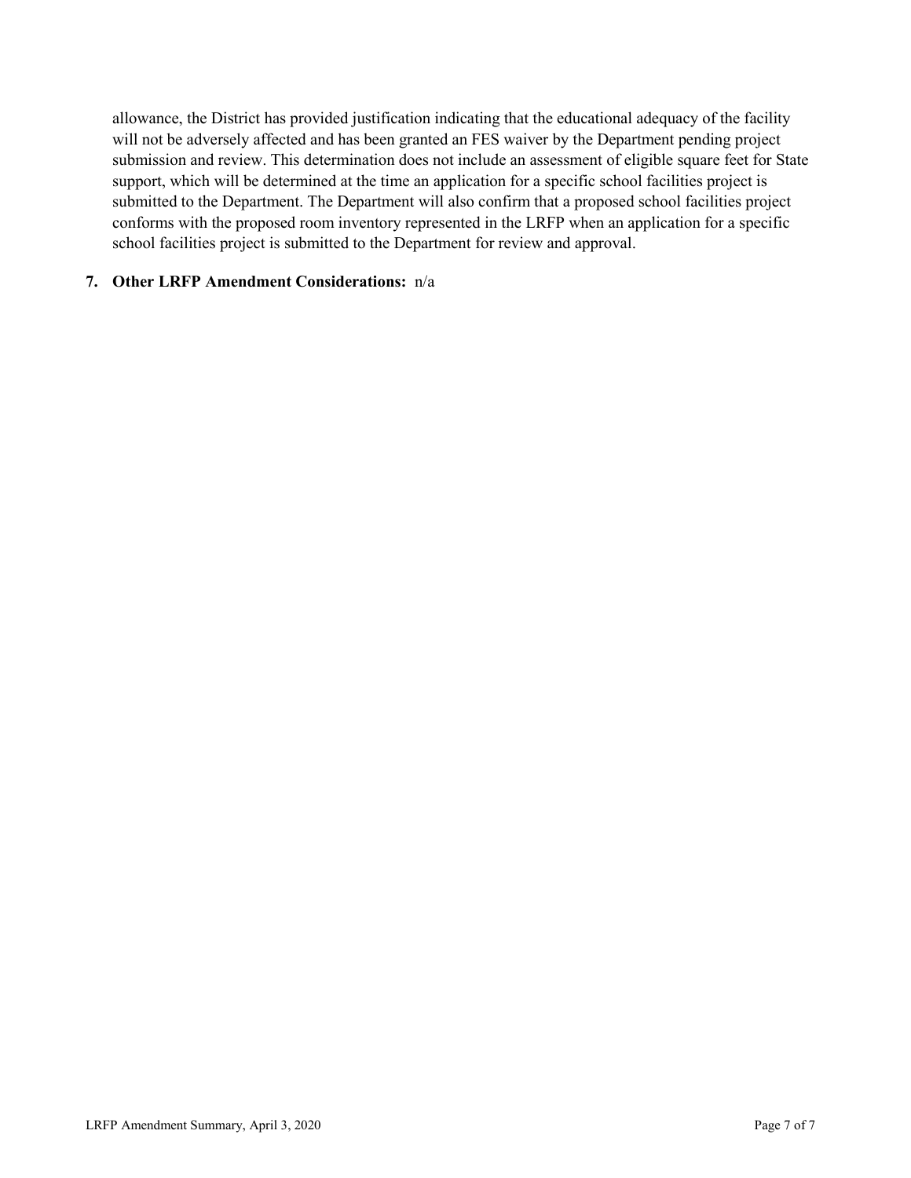allowance, the District has provided justification indicating that the educational adequacy of the facility will not be adversely affected and has been granted an FES waiver by the Department pending project submission and review. This determination does not include an assessment of eligible square feet for State support, which will be determined at the time an application for a specific school facilities project is submitted to the Department. The Department will also confirm that a proposed school facilities project conforms with the proposed room inventory represented in the LRFP when an application for a specific school facilities project is submitted to the Department for review and approval.

**7. Other LRFP Amendment Considerations:** n/a